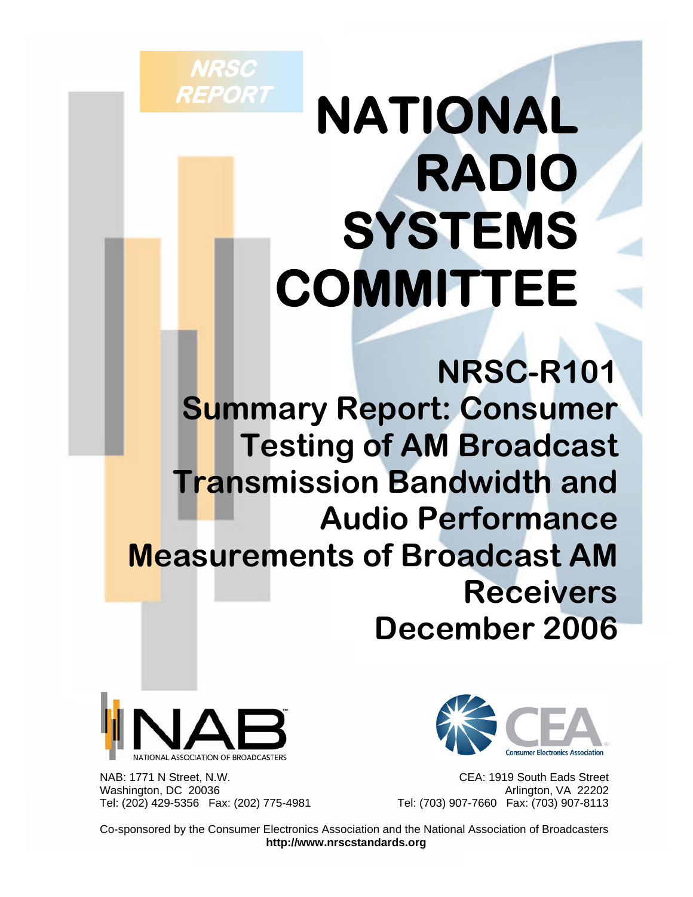NRSC REPORT

# NATIONAL RADIO SYSTEMS COMMITTEE

## NRSC-R101
## Summary Report: Consumer Testing of AM Broadcast Transmission Bandwidth and Audio Performance Measurements of Broadcast AM Receivers
## December 2006

NAB — NATIONAL ASSOCIATION OF BROADCASTERS

CEA — Consumer Electronics Association

NAB: 1771 N Street, N.W.
Washington, DC 20036
Tel: (202) 429-5356 Fax: (202) 775-4981

CEA: 1919 South Eads Street
Arlington, VA 22202
Tel: (703) 907-7660 Fax: (703) 907-8113

Co-sponsored by the Consumer Electronics Association and the National Association of Broadcasters
**http://www.nrscstandards.org**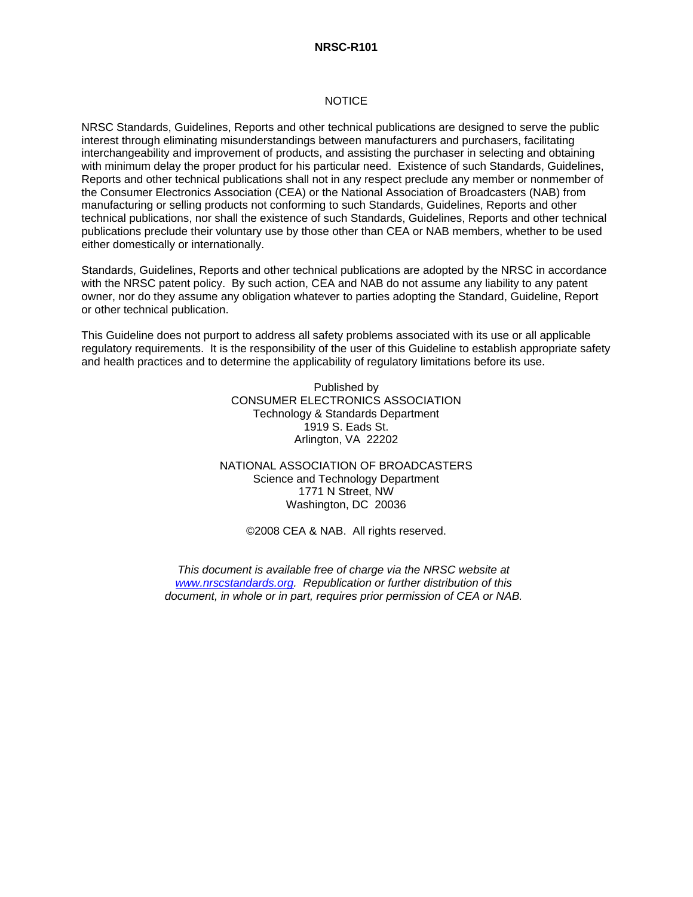NOTICE

NRSC Standards, Guidelines, Reports and other technical publications are designed to serve the public interest through eliminating misunderstandings between manufacturers and purchasers, facilitating interchangeability and improvement of products, and assisting the purchaser in selecting and obtaining with minimum delay the proper product for his particular need. Existence of such Standards, Guidelines, Reports and other technical publications shall not in any respect preclude any member or nonmember of the Consumer Electronics Association (CEA) or the National Association of Broadcasters (NAB) from manufacturing or selling products not conforming to such Standards, Guidelines, Reports and other technical publications, nor shall the existence of such Standards, Guidelines, Reports and other technical publications preclude their voluntary use by those other than CEA or NAB members, whether to be used either domestically or internationally.

Standards, Guidelines, Reports and other technical publications are adopted by the NRSC in accordance with the NRSC patent policy. By such action, CEA and NAB do not assume any liability to any patent owner, nor do they assume any obligation whatever to parties adopting the Standard, Guideline, Report or other technical publication.

This Guideline does not purport to address all safety problems associated with its use or all applicable regulatory requirements. It is the responsibility of the user of this Guideline to establish appropriate safety and health practices and to determine the applicability of regulatory limitations before its use.

Published by
CONSUMER ELECTRONICS ASSOCIATION
Technology & Standards Department
1919 S. Eads St.
Arlington, VA 22202

NATIONAL ASSOCIATION OF BROADCASTERS
Science and Technology Department
1771 N Street, NW
Washington, DC 20036

©2008 CEA & NAB. All rights reserved.

*This document is available free of charge via the NRSC website at [www.nrscstandards.org](www.nrscstandards.org). Republication or further distribution of this document, in whole or in part, requires prior permission of CEA or NAB.*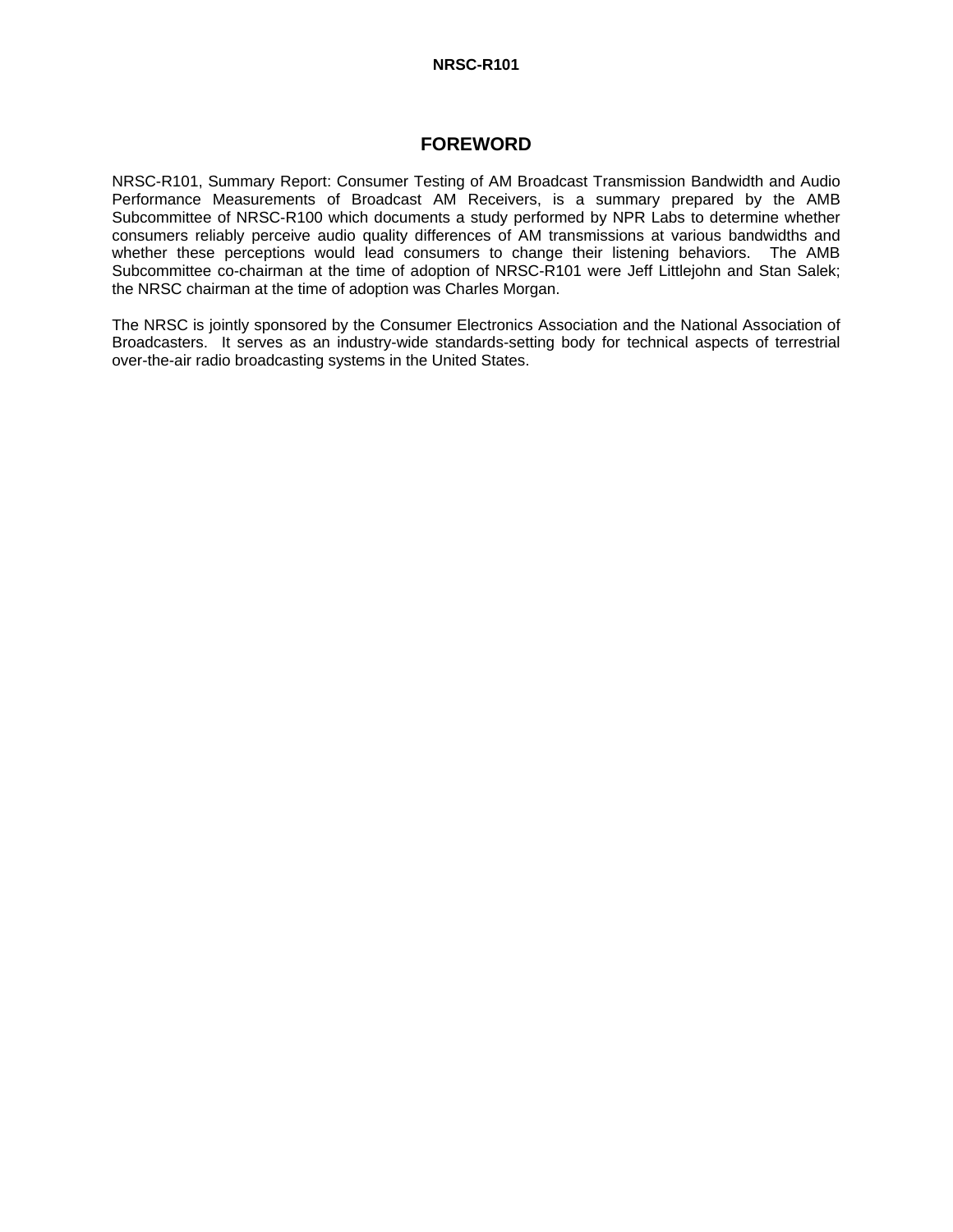# FOREWORD

NRSC-R101, Summary Report: Consumer Testing of AM Broadcast Transmission Bandwidth and Audio Performance Measurements of Broadcast AM Receivers, is a summary prepared by the AMB Subcommittee of NRSC-R100 which documents a study performed by NPR Labs to determine whether consumers reliably perceive audio quality differences of AM transmissions at various bandwidths and whether these perceptions would lead consumers to change their listening behaviors. The AMB Subcommittee co-chairman at the time of adoption of NRSC-R101 were Jeff Littlejohn and Stan Salek; the NRSC chairman at the time of adoption was Charles Morgan.

The NRSC is jointly sponsored by the Consumer Electronics Association and the National Association of Broadcasters. It serves as an industry-wide standards-setting body for technical aspects of terrestrial over-the-air radio broadcasting systems in the United States.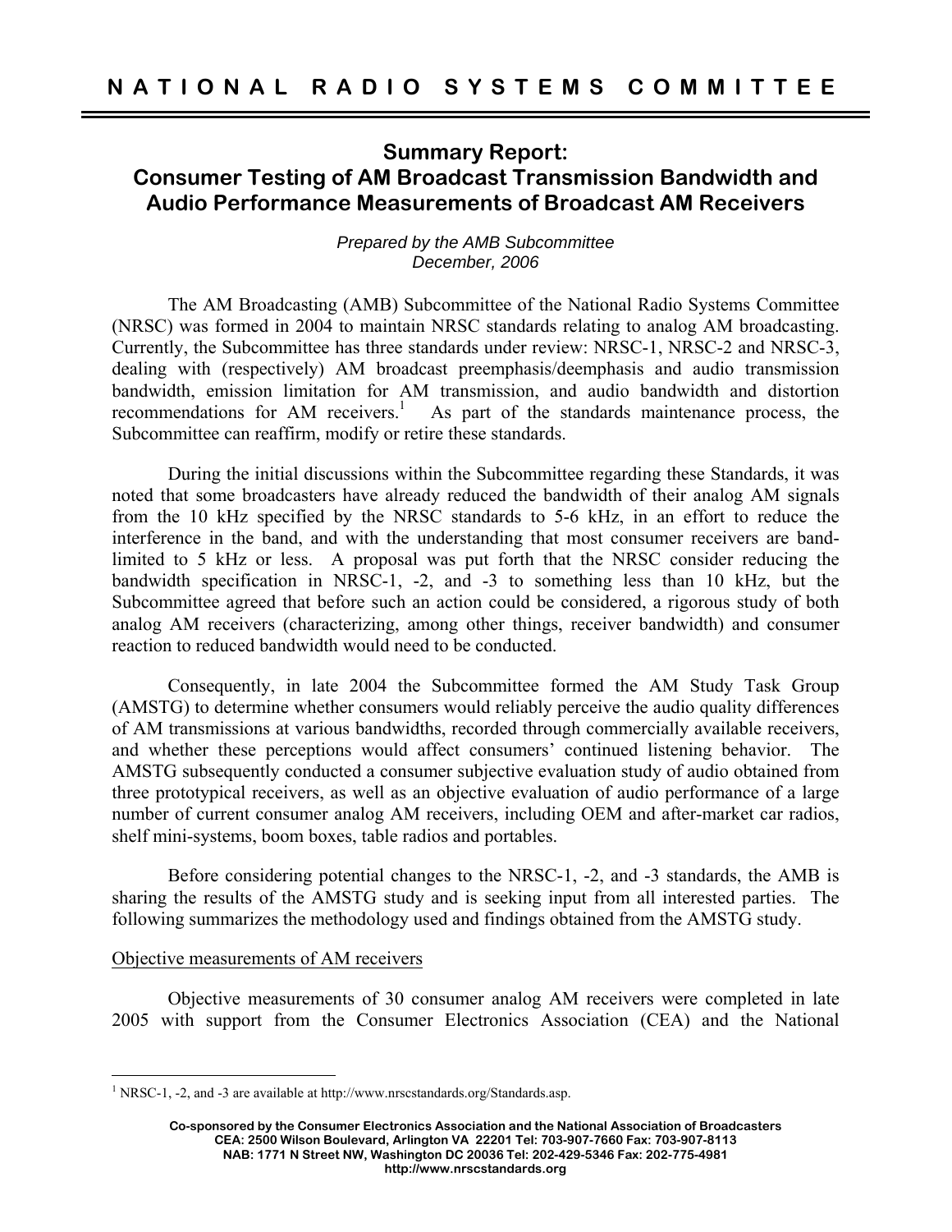# Summary Report: Consumer Testing of AM Broadcast Transmission Bandwidth and Audio Performance Measurements of Broadcast AM Receivers

*Prepared by the AMB Subcommittee*
*December, 2006*

The AM Broadcasting (AMB) Subcommittee of the National Radio Systems Committee (NRSC) was formed in 2004 to maintain NRSC standards relating to analog AM broadcasting. Currently, the Subcommittee has three standards under review: NRSC-1, NRSC-2 and NRSC-3, dealing with (respectively) AM broadcast preemphasis/deemphasis and audio transmission bandwidth, emission limitation for AM transmission, and audio bandwidth and distortion recommendations for AM receivers.[1] As part of the standards maintenance process, the Subcommittee can reaffirm, modify or retire these standards.

During the initial discussions within the Subcommittee regarding these Standards, it was noted that some broadcasters have already reduced the bandwidth of their analog AM signals from the 10 kHz specified by the NRSC standards to 5-6 kHz, in an effort to reduce the interference in the band, and with the understanding that most consumer receivers are band-limited to 5 kHz or less. A proposal was put forth that the NRSC consider reducing the bandwidth specification in NRSC-1, -2, and -3 to something less than 10 kHz, but the Subcommittee agreed that before such an action could be considered, a rigorous study of both analog AM receivers (characterizing, among other things, receiver bandwidth) and consumer reaction to reduced bandwidth would need to be conducted.

Consequently, in late 2004 the Subcommittee formed the AM Study Task Group (AMSTG) to determine whether consumers would reliably perceive the audio quality differences of AM transmissions at various bandwidths, recorded through commercially available receivers, and whether these perceptions would affect consumers' continued listening behavior. The AMSTG subsequently conducted a consumer subjective evaluation study of audio obtained from three prototypical receivers, as well as an objective evaluation of audio performance of a large number of current consumer analog AM receivers, including OEM and after-market car radios, shelf mini-systems, boom boxes, table radios and portables.

Before considering potential changes to the NRSC-1, -2, and -3 standards, the AMB is sharing the results of the AMSTG study and is seeking input from all interested parties. The following summarizes the methodology used and findings obtained from the AMSTG study.

## Objective measurements of AM receivers

Objective measurements of 30 consumer analog AM receivers were completed in late 2005 with support from the Consumer Electronics Association (CEA) and the National

[1] NRSC-1, -2, and -3 are available at http://www.nrscstandards.org/Standards.asp.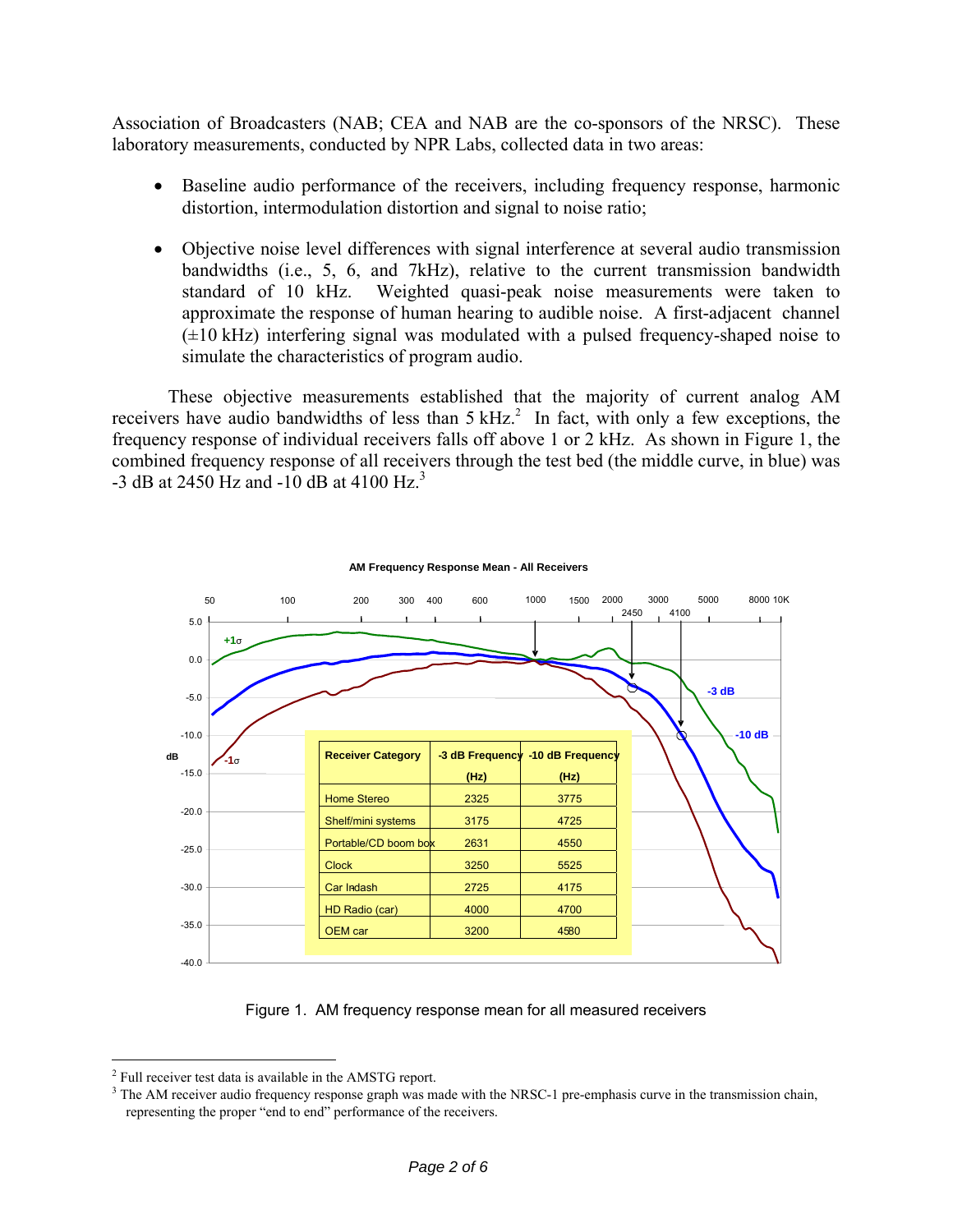Association of Broadcasters (NAB; CEA and NAB are the co-sponsors of the NRSC). These laboratory measurements, conducted by NPR Labs, collected data in two areas:

- Baseline audio performance of the receivers, including frequency response, harmonic distortion, intermodulation distortion and signal to noise ratio;
- Objective noise level differences with signal interference at several audio transmission bandwidths (i.e., 5, 6, and 7kHz), relative to the current transmission bandwidth standard of 10 kHz. Weighted quasi-peak noise measurements were taken to approximate the response of human hearing to audible noise. A first-adjacent channel (±10 kHz) interfering signal was modulated with a pulsed frequency-shaped noise to simulate the characteristics of program audio.

These objective measurements established that the majority of current analog AM receivers have audio bandwidths of less than 5 kHz.[2] In fact, with only a few exceptions, the frequency response of individual receivers falls off above 1 or 2 kHz. As shown in Figure 1, the combined frequency response of all receivers through the test bed (the middle curve, in blue) was -3 dB at 2450 Hz and -10 dB at 4100 Hz.[3]

**AM Frequency Response Mean - All Receivers**

| Receiver Category | -3 dB Frequency (Hz) | -10 dB Frequency (Hz) |
|---|---|---|
| Home Stereo | 2325 | 3775 |
| Shelf/mini systems | 3175 | 4725 |
| Portable/CD boom box | 2631 | 4550 |
| Clock | 3250 | 5525 |
| Car Indash | 2725 | 4175 |
| HD Radio (car) | 4000 | 4700 |
| OEM car | 3200 | 4580 |

Figure 1. AM frequency response mean for all measured receivers

[2] Full receiver test data is available in the AMSTG report.

[3] The AM receiver audio frequency response graph was made with the NRSC-1 pre-emphasis curve in the transmission chain, representing the proper "end to end" performance of the receivers.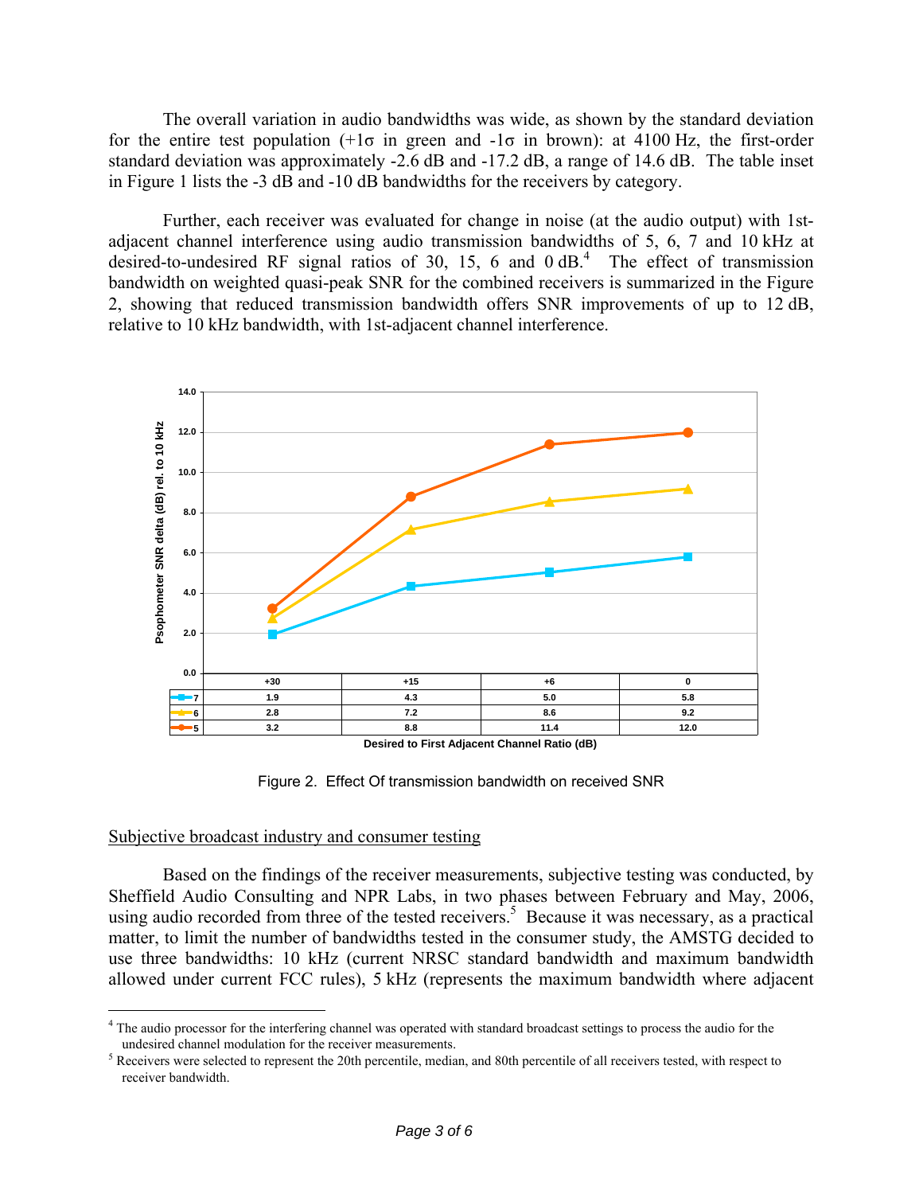The overall variation in audio bandwidths was wide, as shown by the standard deviation for the entire test population (+1σ in green and -1σ in brown): at 4100 Hz, the first-order standard deviation was approximately -2.6 dB and -17.2 dB, a range of 14.6 dB. The table inset in Figure 1 lists the -3 dB and -10 dB bandwidths for the receivers by category.

Further, each receiver was evaluated for change in noise (at the audio output) with 1st-adjacent channel interference using audio transmission bandwidths of 5, 6, 7 and 10 kHz at desired-to-undesired RF signal ratios of 30, 15, 6 and 0 dB.[4] The effect of transmission bandwidth on weighted quasi-peak SNR for the combined receivers is summarized in the Figure 2, showing that reduced transmission bandwidth offers SNR improvements of up to 12 dB, relative to 10 kHz bandwidth, with 1st-adjacent channel interference.

Psophometer SNR delta (dB) rel. to 10 kHz

| | +30 | +15 | +6 | 0 |
|---|---|---|---|---|
| 7 | 1.9 | 4.3 | 5.0 | 5.8 |
| 6 | 2.8 | 7.2 | 8.6 | 9.2 |
| 5 | 3.2 | 8.8 | 11.4 | 12.0 |

Desired to First Adjacent Channel Ratio (dB)

Figure 2. Effect Of transmission bandwidth on received SNR

## Subjective broadcast industry and consumer testing

Based on the findings of the receiver measurements, subjective testing was conducted, by Sheffield Audio Consulting and NPR Labs, in two phases between February and May, 2006, using audio recorded from three of the tested receivers.[5] Because it was necessary, as a practical matter, to limit the number of bandwidths tested in the consumer study, the AMSTG decided to use three bandwidths: 10 kHz (current NRSC standard bandwidth and maximum bandwidth allowed under current FCC rules), 5 kHz (represents the maximum bandwidth where adjacent

---

[4] The audio processor for the interfering channel was operated with standard broadcast settings to process the audio for the undesired channel modulation for the receiver measurements.

[5] Receivers were selected to represent the 20th percentile, median, and 80th percentile of all receivers tested, with respect to receiver bandwidth.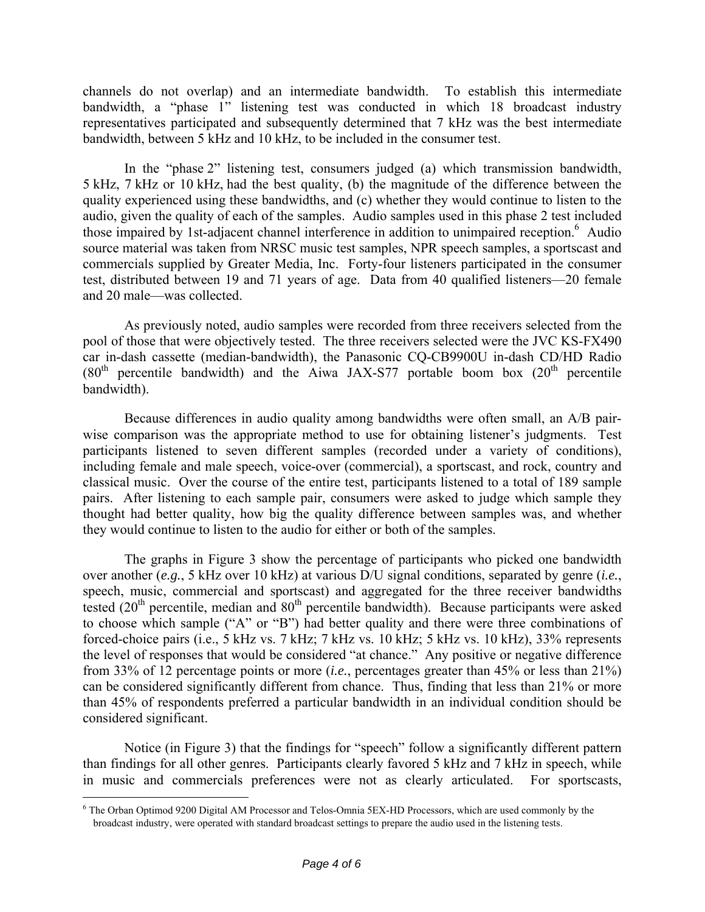channels do not overlap) and an intermediate bandwidth. To establish this intermediate bandwidth, a "phase 1" listening test was conducted in which 18 broadcast industry representatives participated and subsequently determined that 7 kHz was the best intermediate bandwidth, between 5 kHz and 10 kHz, to be included in the consumer test.

In the "phase 2" listening test, consumers judged (a) which transmission bandwidth, 5 kHz, 7 kHz or 10 kHz, had the best quality, (b) the magnitude of the difference between the quality experienced using these bandwidths, and (c) whether they would continue to listen to the audio, given the quality of each of the samples. Audio samples used in this phase 2 test included those impaired by 1st-adjacent channel interference in addition to unimpaired reception.[6] Audio source material was taken from NRSC music test samples, NPR speech samples, a sportscast and commercials supplied by Greater Media, Inc. Forty-four listeners participated in the consumer test, distributed between 19 and 71 years of age. Data from 40 qualified listeners—20 female and 20 male—was collected.

As previously noted, audio samples were recorded from three receivers selected from the pool of those that were objectively tested. The three receivers selected were the JVC KS-FX490 car in-dash cassette (median-bandwidth), the Panasonic CQ-CB9900U in-dash CD/HD Radio ($80^{th}$ percentile bandwidth) and the Aiwa JAX-S77 portable boom box ($20^{th}$ percentile bandwidth).

Because differences in audio quality among bandwidths were often small, an A/B pair-wise comparison was the appropriate method to use for obtaining listener's judgments. Test participants listened to seven different samples (recorded under a variety of conditions), including female and male speech, voice-over (commercial), a sportscast, and rock, country and classical music. Over the course of the entire test, participants listened to a total of 189 sample pairs. After listening to each sample pair, consumers were asked to judge which sample they thought had better quality, how big the quality difference between samples was, and whether they would continue to listen to the audio for either or both of the samples.

The graphs in Figure 3 show the percentage of participants who picked one bandwidth over another (*e.g.*, 5 kHz over 10 kHz) at various D/U signal conditions, separated by genre (*i.e.*, speech, music, commercial and sportscast) and aggregated for the three receiver bandwidths tested ($20^{th}$ percentile, median and $80^{th}$ percentile bandwidth). Because participants were asked to choose which sample ("A" or "B") had better quality and there were three combinations of forced-choice pairs (i.e., 5 kHz vs. 7 kHz; 7 kHz vs. 10 kHz; 5 kHz vs. 10 kHz), 33% represents the level of responses that would be considered "at chance." Any positive or negative difference from 33% of 12 percentage points or more (*i.e.*, percentages greater than 45% or less than 21%) can be considered significantly different from chance. Thus, finding that less than 21% or more than 45% of respondents preferred a particular bandwidth in an individual condition should be considered significant.

Notice (in Figure 3) that the findings for "speech" follow a significantly different pattern than findings for all other genres. Participants clearly favored 5 kHz and 7 kHz in speech, while in music and commercials preferences were not as clearly articulated. For sportscasts,

[6] The Orban Optimod 9200 Digital AM Processor and Telos-Omnia 5EX-HD Processors, which are used commonly by the broadcast industry, were operated with standard broadcast settings to prepare the audio used in the listening tests.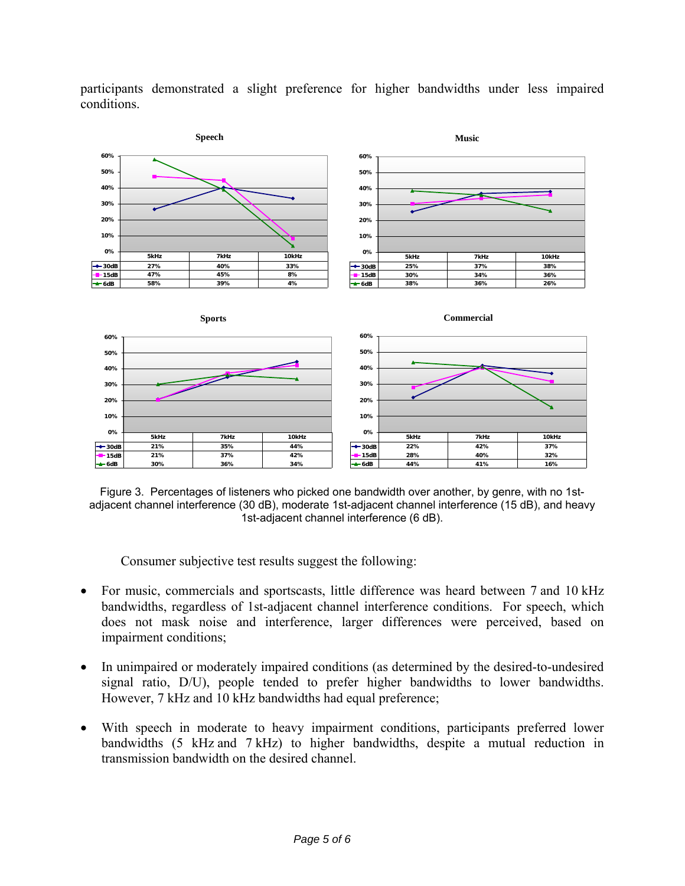participants demonstrated a slight preference for higher bandwidths under less impaired conditions.

**Speech**

| | 5kHz | 7kHz | 10kHz |
|---|---|---|---|
| 30dB | 27% | 40% | 33% |
| 15dB | 47% | 45% | 8% |
| 6dB | 58% | 39% | 4% |

**Music**

| | 5kHz | 7kHz | 10kHz |
|---|---|---|---|
| 30dB | 25% | 37% | 38% |
| 15dB | 30% | 34% | 36% |
| 6dB | 38% | 36% | 26% |

**Sports**

| | 5kHz | 7kHz | 10kHz |
|---|---|---|---|
| 30dB | 21% | 35% | 44% |
| 15dB | 21% | 37% | 42% |
| 6dB | 30% | 36% | 34% |

**Commercial**

| | 5kHz | 7kHz | 10kHz |
|---|---|---|---|
| 30dB | 22% | 42% | 37% |
| 15dB | 28% | 40% | 32% |
| 6dB | 44% | 41% | 16% |

Figure 3. Percentages of listeners who picked one bandwidth over another, by genre, with no 1st-adjacent channel interference (30 dB), moderate 1st-adjacent channel interference (15 dB), and heavy 1st-adjacent channel interference (6 dB).

Consumer subjective test results suggest the following:

- For music, commercials and sportscasts, little difference was heard between 7 and 10 kHz bandwidths, regardless of 1st-adjacent channel interference conditions. For speech, which does not mask noise and interference, larger differences were perceived, based on impairment conditions;
- In unimpaired or moderately impaired conditions (as determined by the desired-to-undesired signal ratio, D/U), people tended to prefer higher bandwidths to lower bandwidths. However, 7 kHz and 10 kHz bandwidths had equal preference;
- With speech in moderate to heavy impairment conditions, participants preferred lower bandwidths (5 kHz and 7 kHz) to higher bandwidths, despite a mutual reduction in transmission bandwidth on the desired channel.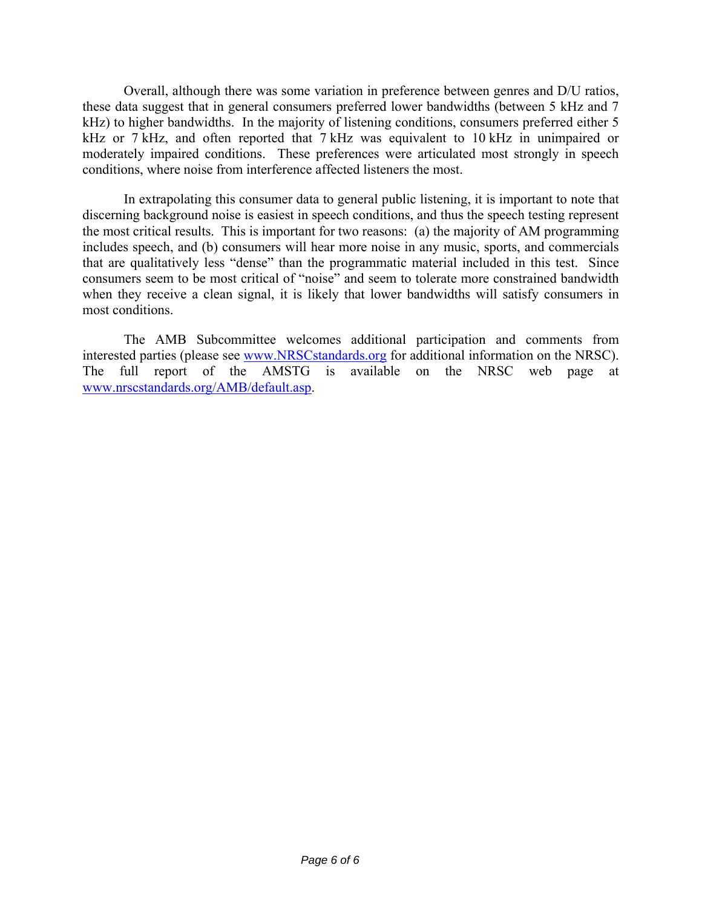Overall, although there was some variation in preference between genres and D/U ratios, these data suggest that in general consumers preferred lower bandwidths (between 5 kHz and 7 kHz) to higher bandwidths. In the majority of listening conditions, consumers preferred either 5 kHz or 7 kHz, and often reported that 7 kHz was equivalent to 10 kHz in unimpaired or moderately impaired conditions. These preferences were articulated most strongly in speech conditions, where noise from interference affected listeners the most.

In extrapolating this consumer data to general public listening, it is important to note that discerning background noise is easiest in speech conditions, and thus the speech testing represent the most critical results. This is important for two reasons: (a) the majority of AM programming includes speech, and (b) consumers will hear more noise in any music, sports, and commercials that are qualitatively less "dense" than the programmatic material included in this test. Since consumers seem to be most critical of "noise" and seem to tolerate more constrained bandwidth when they receive a clean signal, it is likely that lower bandwidths will satisfy consumers in most conditions.

The AMB Subcommittee welcomes additional participation and comments from interested parties (please see [www.NRSCstandards.org](www.NRSCstandards.org) for additional information on the NRSC). The full report of the AMSTG is available on the NRSC web page at [www.nrscstandards.org/AMB/default.asp](www.nrscstandards.org/AMB/default.asp).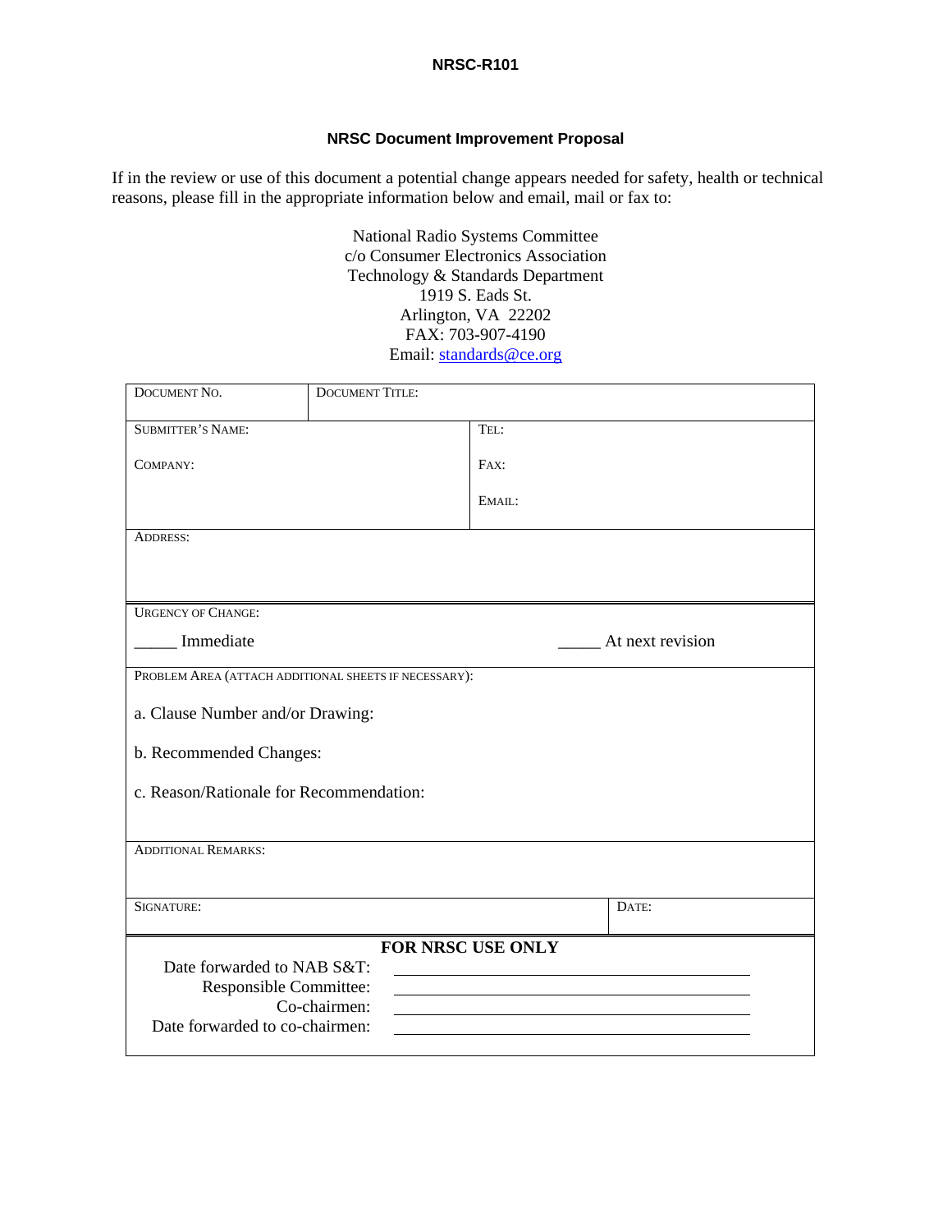# NRSC-R101

## NRSC Document Improvement Proposal

If in the review or use of this document a potential change appears needed for safety, health or technical reasons, please fill in the appropriate information below and email, mail or fax to:

National Radio Systems Committee
c/o Consumer Electronics Association
Technology & Standards Department
1919 S. Eads St.
Arlington, VA 22202
FAX: 703-907-4190
Email: standards@ce.org

| DOCUMENT NO. | DOCUMENT TITLE: | |
|---|---|---|
| SUBMITTER'S NAME: | | TEL: |
| COMPANY: | | FAX: |
| | | EMAIL: |
| ADDRESS: | | |
| URGENCY OF CHANGE: | | |
| _____ Immediate | | _____ At next revision |
| PROBLEM AREA (ATTACH ADDITIONAL SHEETS IF NECESSARY): | | |
| a. Clause Number and/or Drawing: | | |
| b. Recommended Changes: | | |
| c. Reason/Rationale for Recommendation: | | |
| ADDITIONAL REMARKS: | | |
| SIGNATURE: | | DATE: |

**FOR NRSC USE ONLY**

Date forwarded to NAB S&T: ______________________

Responsible Committee: ______________________

Co-chairmen: ______________________

Date forwarded to co-chairmen: ______________________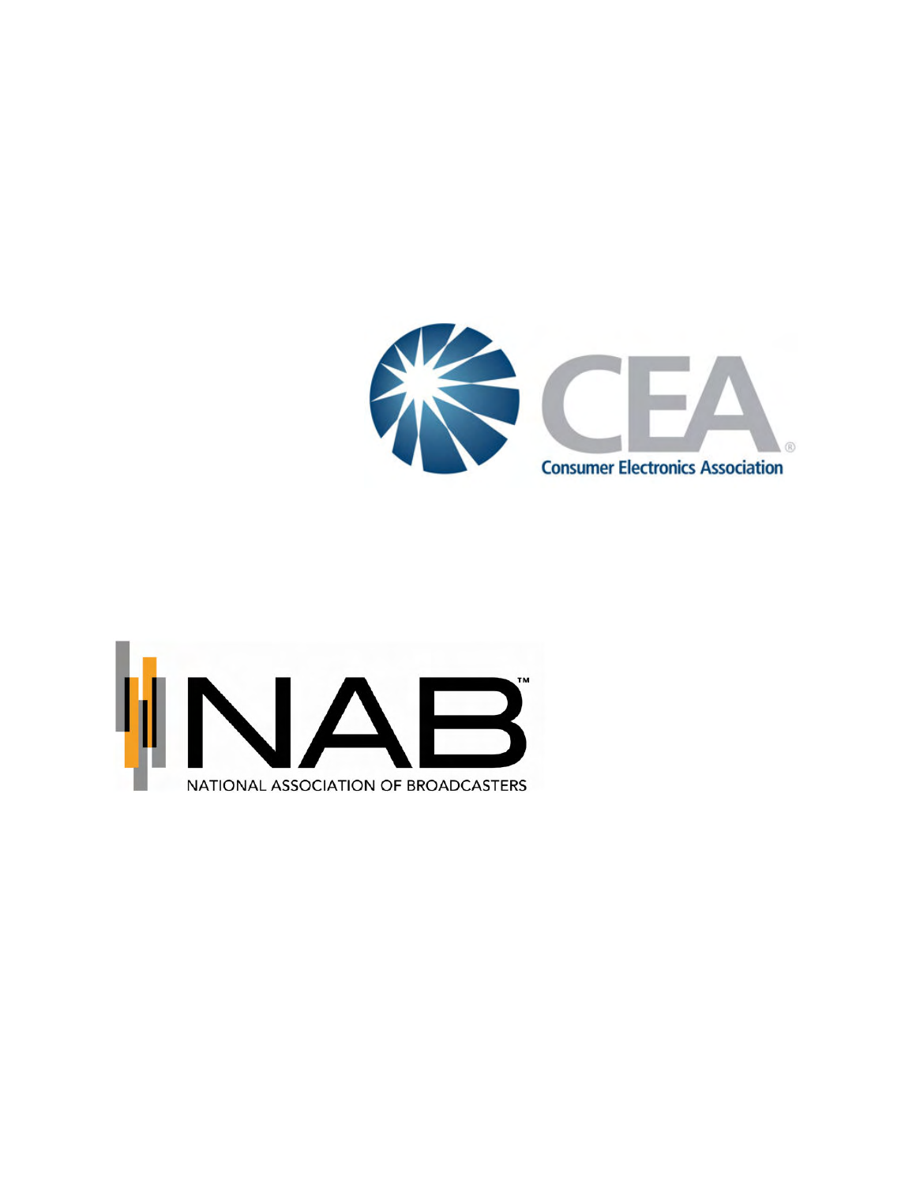CEA®

Consumer Electronics Association

NAB™

NATIONAL ASSOCIATION OF BROADCASTERS